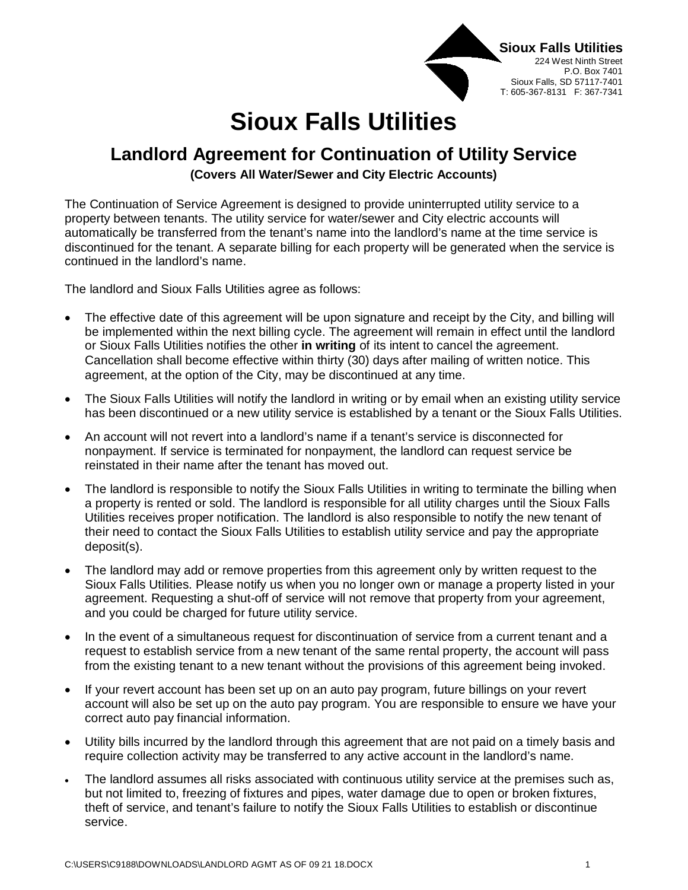**Sioux Falls Utilities**
224 West Ninth Street
P.O. Box 7401
Sioux Falls, SD 57117-7401
T: 605-367-8131 F: 367-7341

# Sioux Falls Utilities

## Landlord Agreement for Continuation of Utility Service

**(Covers All Water/Sewer and City Electric Accounts)**

The Continuation of Service Agreement is designed to provide uninterrupted utility service to a property between tenants. The utility service for water/sewer and City electric accounts will automatically be transferred from the tenant's name into the landlord's name at the time service is discontinued for the tenant. A separate billing for each property will be generated when the service is continued in the landlord's name.

The landlord and Sioux Falls Utilities agree as follows:

- The effective date of this agreement will be upon signature and receipt by the City, and billing will be implemented within the next billing cycle. The agreement will remain in effect until the landlord or Sioux Falls Utilities notifies the other **in writing** of its intent to cancel the agreement. Cancellation shall become effective within thirty (30) days after mailing of written notice. This agreement, at the option of the City, may be discontinued at any time.
- The Sioux Falls Utilities will notify the landlord in writing or by email when an existing utility service has been discontinued or a new utility service is established by a tenant or the Sioux Falls Utilities.
- An account will not revert into a landlord's name if a tenant's service is disconnected for nonpayment. If service is terminated for nonpayment, the landlord can request service be reinstated in their name after the tenant has moved out.
- The landlord is responsible to notify the Sioux Falls Utilities in writing to terminate the billing when a property is rented or sold. The landlord is responsible for all utility charges until the Sioux Falls Utilities receives proper notification. The landlord is also responsible to notify the new tenant of their need to contact the Sioux Falls Utilities to establish utility service and pay the appropriate deposit(s).
- The landlord may add or remove properties from this agreement only by written request to the Sioux Falls Utilities. Please notify us when you no longer own or manage a property listed in your agreement. Requesting a shut-off of service will not remove that property from your agreement, and you could be charged for future utility service.
- In the event of a simultaneous request for discontinuation of service from a current tenant and a request to establish service from a new tenant of the same rental property, the account will pass from the existing tenant to a new tenant without the provisions of this agreement being invoked.
- If your revert account has been set up on an auto pay program, future billings on your revert account will also be set up on the auto pay program. You are responsible to ensure we have your correct auto pay financial information.
- Utility bills incurred by the landlord through this agreement that are not paid on a timely basis and require collection activity may be transferred to any active account in the landlord's name.
- The landlord assumes all risks associated with continuous utility service at the premises such as, but not limited to, freezing of fixtures and pipes, water damage due to open or broken fixtures, theft of service, and tenant's failure to notify the Sioux Falls Utilities to establish or discontinue service.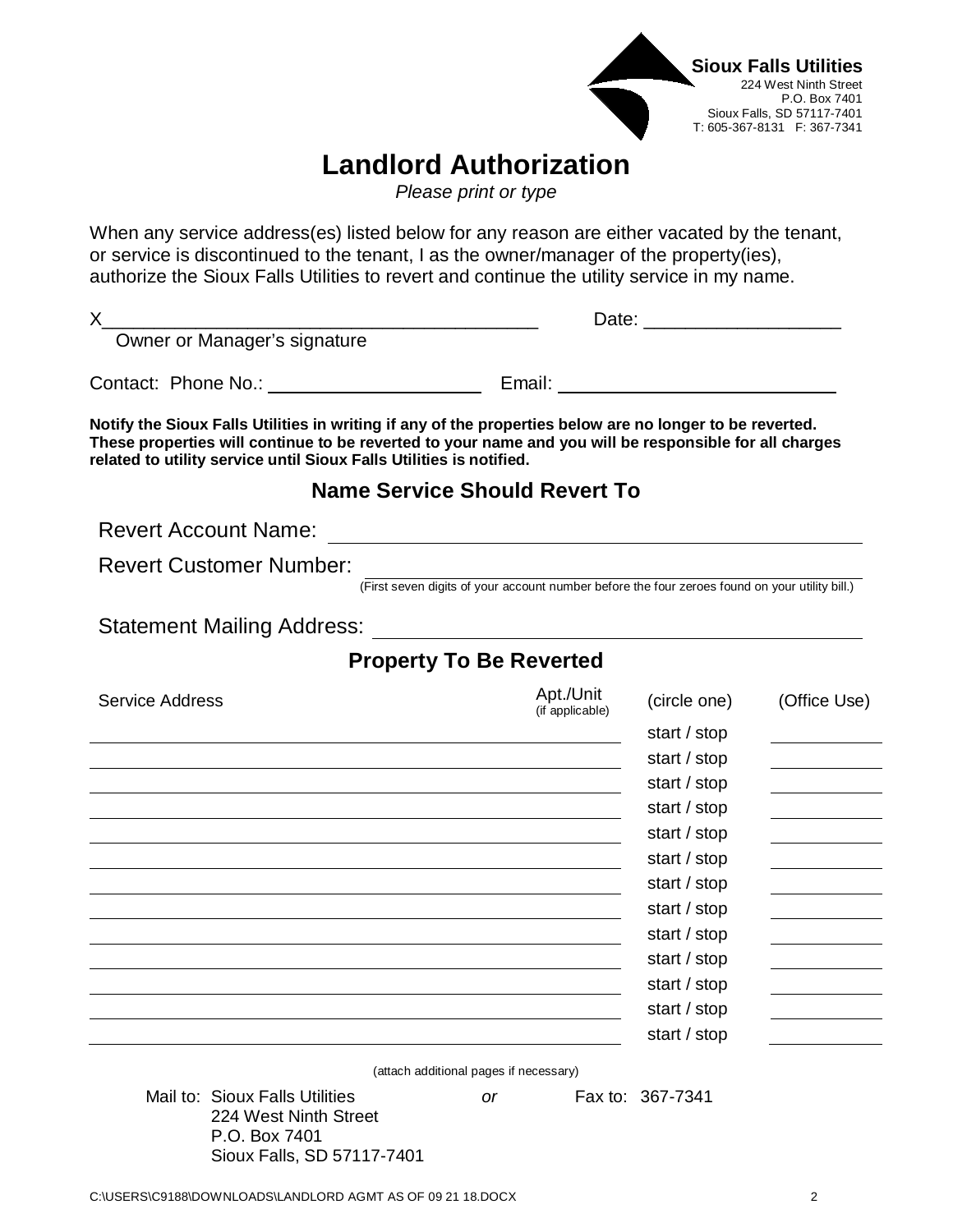**Sioux Falls Utilities**
224 West Ninth Street
P.O. Box 7401
Sioux Falls, SD 57117-7401
T: 605-367-8131 F: 367-7341

# Landlord Authorization

*Please print or type*

When any service address(es) listed below for any reason are either vacated by the tenant, or service is discontinued to the tenant, I as the owner/manager of the property(ies), authorize the Sioux Falls Utilities to revert and continue the utility service in my name.

X\_\_\_\_\_\_\_\_\_\_\_\_\_\_\_\_\_\_\_\_\_\_\_\_\_\_\_\_\_\_\_\_\_\_\_\_\_\_\_\_ Date: \_\_\_\_\_\_\_\_\_\_\_\_\_\_\_\_\_\_\_
Owner or Manager's signature

Contact: Phone No.: \_\_\_\_\_\_\_\_\_\_\_\_\_\_\_\_\_\_\_\_ Email: \_\_\_\_\_\_\_\_\_\_\_\_\_\_\_\_\_\_\_\_\_\_\_\_\_\_

**Notify the Sioux Falls Utilities in writing if any of the properties below are no longer to be reverted. These properties will continue to be reverted to your name and you will be responsible for all charges related to utility service until Sioux Falls Utilities is notified.**

## Name Service Should Revert To

Revert Account Name: \_\_\_\_\_\_\_\_\_\_\_\_\_\_\_\_\_\_\_\_\_\_\_\_\_\_\_\_\_\_\_\_\_\_\_\_\_\_\_\_\_\_\_\_

Revert Customer Number: \_\_\_\_\_\_\_\_\_\_\_\_\_\_\_\_\_\_\_\_\_\_\_\_\_\_\_\_\_\_\_\_\_\_\_\_\_\_\_\_\_
(First seven digits of your account number before the four zeroes found on your utility bill.)

Statement Mailing Address: \_\_\_\_\_\_\_\_\_\_\_\_\_\_\_\_\_\_\_\_\_\_\_\_\_\_\_\_\_\_\_\_\_\_\_\_\_\_\_\_\_

## Property To Be Reverted

| Service Address | Apt./Unit (if applicable) | (circle one) | (Office Use) |
|---|---|---|---|
| | | start / stop | |
| | | start / stop | |
| | | start / stop | |
| | | start / stop | |
| | | start / stop | |
| | | start / stop | |
| | | start / stop | |
| | | start / stop | |
| | | start / stop | |
| | | start / stop | |
| | | start / stop | |
| | | start / stop | |
| | | start / stop | |

(attach additional pages if necessary)

Mail to: Sioux Falls Utilities
224 West Ninth Street
P.O. Box 7401
Sioux Falls, SD 57117-7401

*or*

Fax to: 367-7341

C:\USERS\C9188\DOWNLOADS\LANDLORD AGMT AS OF 09 21 18.DOCX